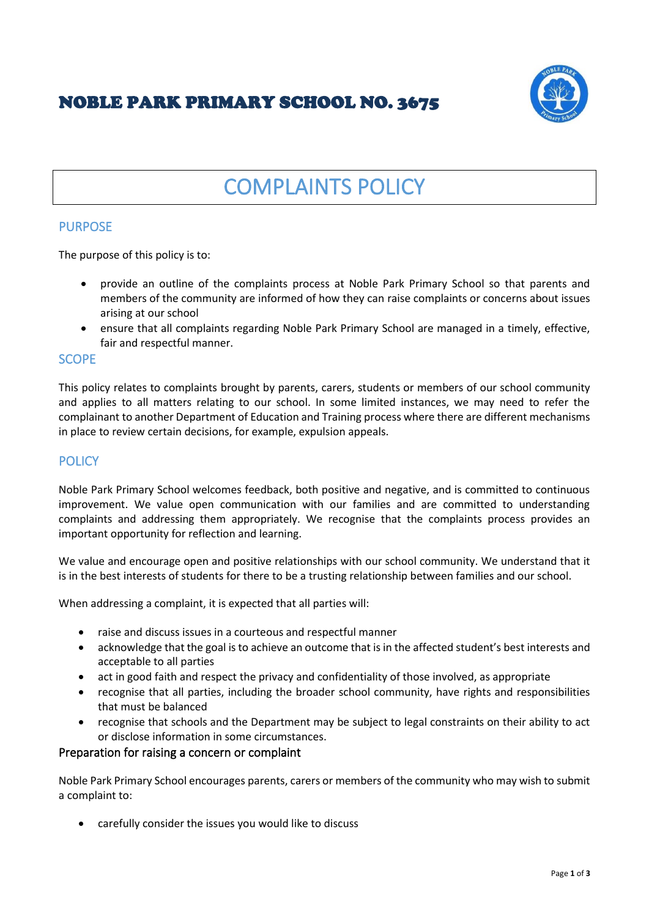# NOBLE PARK PRIMARY SCHOOL NO. 3675

# COMPLAINTS POLICY

## PURPOSE

The purpose of this policy is to:

- provide an outline of the complaints process at Noble Park Primary School so that parents and members of the community are informed of how they can raise complaints or concerns about issues arising at our school
- ensure that all complaints regarding Noble Park Primary School are managed in a timely, effective, fair and respectful manner.

## SCOPE

This policy relates to complaints brought by parents, carers, students or members of our school community and applies to all matters relating to our school. In some limited instances, we may need to refer the complainant to another Department of Education and Training process where there are different mechanisms in place to review certain decisions, for example, expulsion appeals.

## POLICY

Noble Park Primary School welcomes feedback, both positive and negative, and is committed to continuous improvement. We value open communication with our families and are committed to understanding complaints and addressing them appropriately. We recognise that the complaints process provides an important opportunity for reflection and learning.

We value and encourage open and positive relationships with our school community. We understand that it is in the best interests of students for there to be a trusting relationship between families and our school.

When addressing a complaint, it is expected that all parties will:

- raise and discuss issues in a courteous and respectful manner
- acknowledge that the goal is to achieve an outcome that is in the affected student's best interests and acceptable to all parties
- act in good faith and respect the privacy and confidentiality of those involved, as appropriate
- recognise that all parties, including the broader school community, have rights and responsibilities that must be balanced
- recognise that schools and the Department may be subject to legal constraints on their ability to act or disclose information in some circumstances.

### Preparation for raising a concern or complaint

Noble Park Primary School encourages parents, carers or members of the community who may wish to submit a complaint to:

- carefully consider the issues you would like to discuss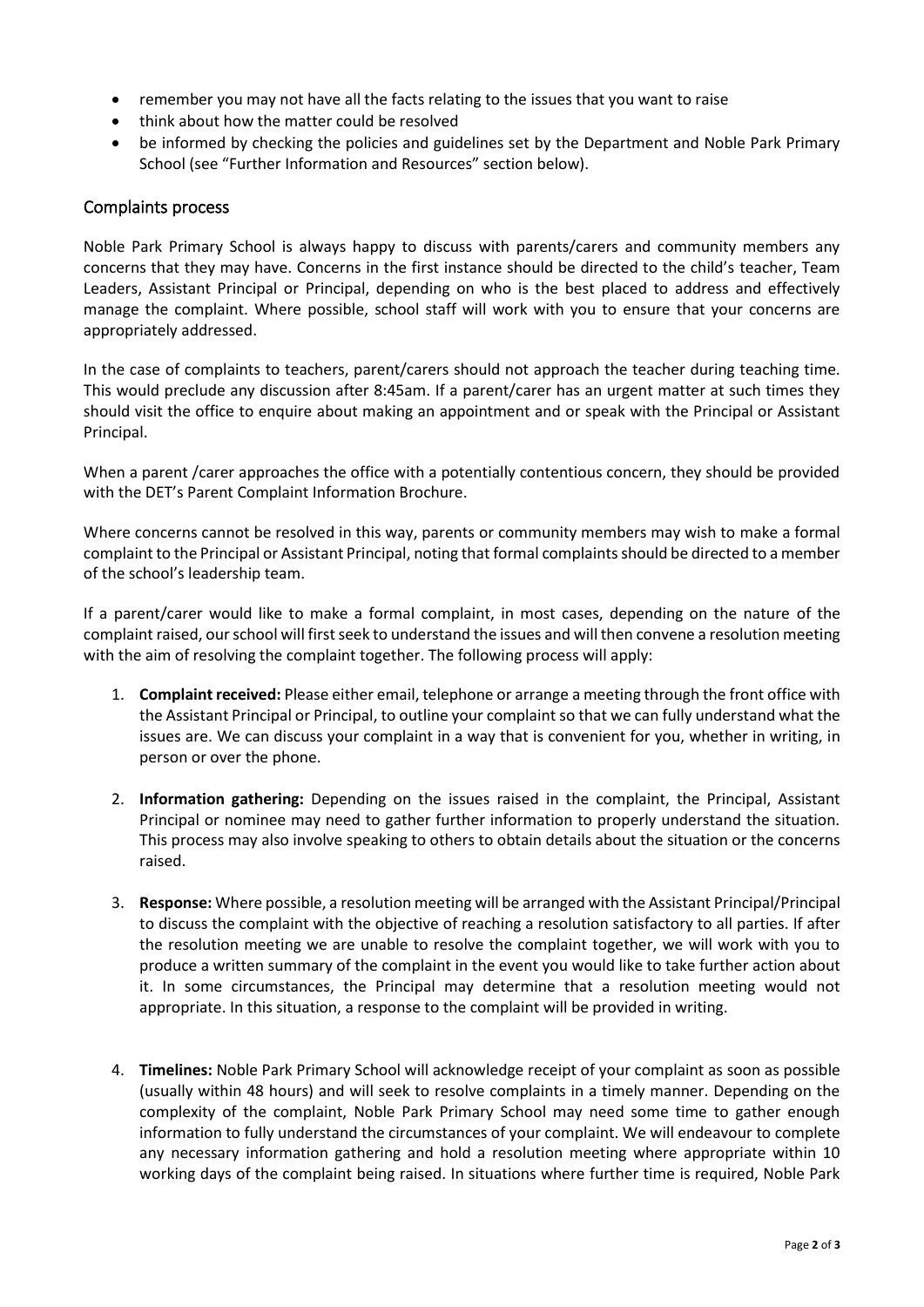- remember you may not have all the facts relating to the issues that you want to raise
- think about how the matter could be resolved
- be informed by checking the policies and guidelines set by the Department and Noble Park Primary School (see "Further Information and Resources" section below).

## Complaints process

Noble Park Primary School is always happy to discuss with parents/carers and community members any concerns that they may have. Concerns in the first instance should be directed to the child's teacher, Team Leaders, Assistant Principal or Principal, depending on who is the best placed to address and effectively manage the complaint. Where possible, school staff will work with you to ensure that your concerns are appropriately addressed.

In the case of complaints to teachers, parent/carers should not approach the teacher during teaching time. This would preclude any discussion after 8:45am. If a parent/carer has an urgent matter at such times they should visit the office to enquire about making an appointment and or speak with the Principal or Assistant Principal.

When a parent /carer approaches the office with a potentially contentious concern, they should be provided with the DET's Parent Complaint Information Brochure.

Where concerns cannot be resolved in this way, parents or community members may wish to make a formal complaint to the Principal or Assistant Principal, noting that formal complaints should be directed to a member of the school's leadership team.

If a parent/carer would like to make a formal complaint, in most cases, depending on the nature of the complaint raised, our school will first seek to understand the issues and will then convene a resolution meeting with the aim of resolving the complaint together. The following process will apply:

1. **Complaint received:** Please either email, telephone or arrange a meeting through the front office with the Assistant Principal or Principal, to outline your complaint so that we can fully understand what the issues are. We can discuss your complaint in a way that is convenient for you, whether in writing, in person or over the phone.

2. **Information gathering:** Depending on the issues raised in the complaint, the Principal, Assistant Principal or nominee may need to gather further information to properly understand the situation. This process may also involve speaking to others to obtain details about the situation or the concerns raised.

3. **Response:** Where possible, a resolution meeting will be arranged with the Assistant Principal/Principal to discuss the complaint with the objective of reaching a resolution satisfactory to all parties. If after the resolution meeting we are unable to resolve the complaint together, we will work with you to produce a written summary of the complaint in the event you would like to take further action about it. In some circumstances, the Principal may determine that a resolution meeting would not appropriate. In this situation, a response to the complaint will be provided in writing.

4. **Timelines:** Noble Park Primary School will acknowledge receipt of your complaint as soon as possible (usually within 48 hours) and will seek to resolve complaints in a timely manner. Depending on the complexity of the complaint, Noble Park Primary School may need some time to gather enough information to fully understand the circumstances of your complaint. We will endeavour to complete any necessary information gathering and hold a resolution meeting where appropriate within 10 working days of the complaint being raised. In situations where further time is required, Noble Park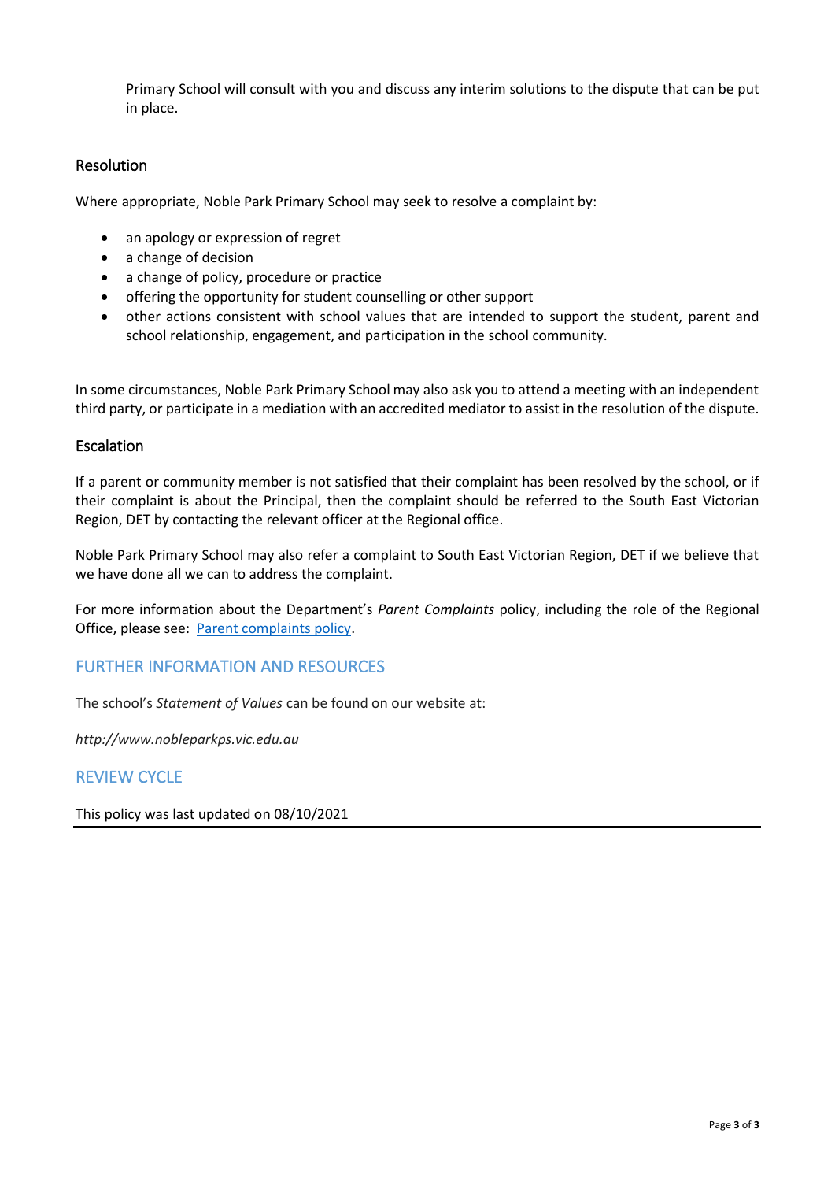Primary School will consult with you and discuss any interim solutions to the dispute that can be put in place.

### Resolution

Where appropriate, Noble Park Primary School may seek to resolve a complaint by:

- an apology or expression of regret
- a change of decision
- a change of policy, procedure or practice
- offering the opportunity for student counselling or other support
- other actions consistent with school values that are intended to support the student, parent and school relationship, engagement, and participation in the school community.

In some circumstances, Noble Park Primary School may also ask you to attend a meeting with an independent third party, or participate in a mediation with an accredited mediator to assist in the resolution of the dispute.

### Escalation

If a parent or community member is not satisfied that their complaint has been resolved by the school, or if their complaint is about the Principal, then the complaint should be referred to the South East Victorian Region, DET by contacting the relevant officer at the Regional office.

Noble Park Primary School may also refer a complaint to South East Victorian Region, DET if we believe that we have done all we can to address the complaint.

For more information about the Department's *Parent Complaints* policy, including the role of the Regional Office, please see: [Parent complaints policy](Parent complaints policy).

## FURTHER INFORMATION AND RESOURCES

The school's *Statement of Values* can be found on our website at:

*http://www.nobleparkps.vic.edu.au*

## REVIEW CYCLE

This policy was last updated on 08/10/2021